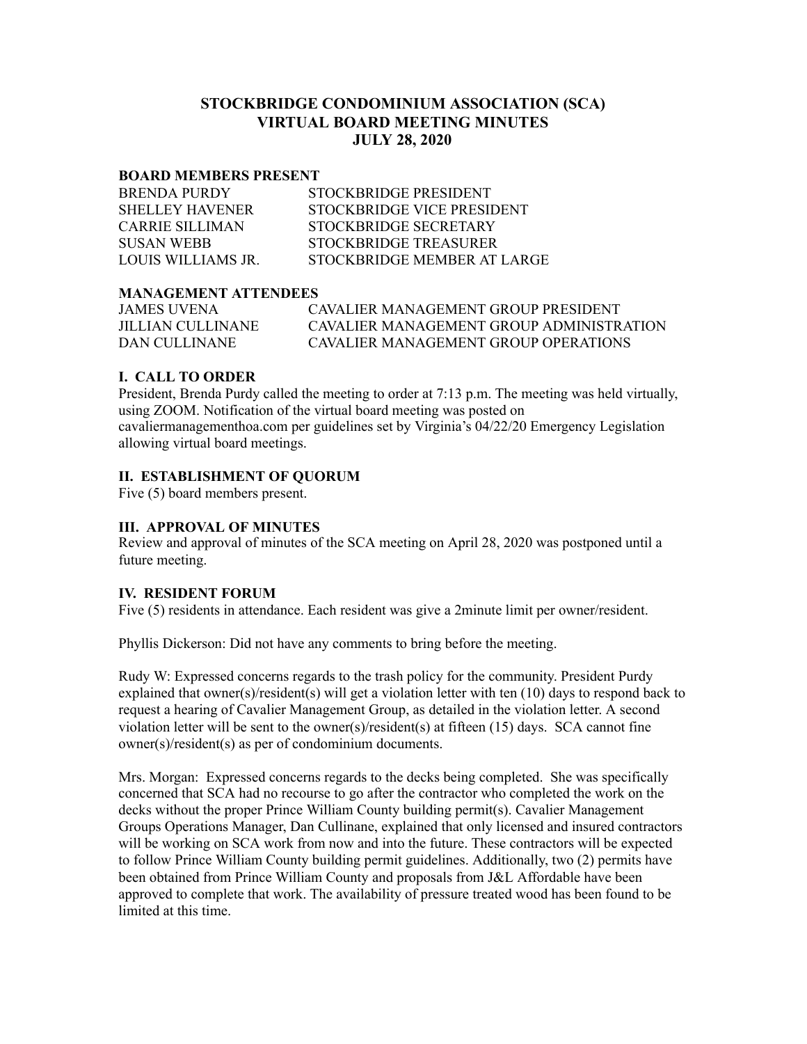# STOCKBRIDGE CONDOMINIUM ASSOCIATION (SCA)
# VIRTUAL BOARD MEETING MINUTES
# JULY 28, 2020

**BOARD MEMBERS PRESENT**

| | |
|---|---|
| BRENDA PURDY | STOCKBRIDGE PRESIDENT |
| SHELLEY HAVENER | STOCKBRIDGE VICE PRESIDENT |
| CARRIE SILLIMAN | STOCKBRIDGE SECRETARY |
| SUSAN WEBB | STOCKBRIDGE TREASURER |
| LOUIS WILLIAMS JR. | STOCKBRIDGE MEMBER AT LARGE |

**MANAGEMENT ATTENDEES**

| | |
|---|---|
| JAMES UVENA | CAVALIER MANAGEMENT GROUP PRESIDENT |
| JILLIAN CULLINANE | CAVALIER MANAGEMENT GROUP ADMINISTRATION |
| DAN CULLINANE | CAVALIER MANAGEMENT GROUP OPERATIONS |

**I. CALL TO ORDER**

President, Brenda Purdy called the meeting to order at 7:13 p.m. The meeting was held virtually, using ZOOM. Notification of the virtual board meeting was posted on cavaliermanagementhoa.com per guidelines set by Virginia's 04/22/20 Emergency Legislation allowing virtual board meetings.

**II. ESTABLISHMENT OF QUORUM**

Five (5) board members present.

**III. APPROVAL OF MINUTES**

Review and approval of minutes of the SCA meeting on April 28, 2020 was postponed until a future meeting.

**IV. RESIDENT FORUM**

Five (5) residents in attendance. Each resident was give a 2minute limit per owner/resident.

Phyllis Dickerson: Did not have any comments to bring before the meeting.

Rudy W: Expressed concerns regards to the trash policy for the community. President Purdy explained that owner(s)/resident(s) will get a violation letter with ten (10) days to respond back to request a hearing of Cavalier Management Group, as detailed in the violation letter. A second violation letter will be sent to the owner(s)/resident(s) at fifteen (15) days. SCA cannot fine owner(s)/resident(s) as per of condominium documents.

Mrs. Morgan: Expressed concerns regards to the decks being completed. She was specifically concerned that SCA had no recourse to go after the contractor who completed the work on the decks without the proper Prince William County building permit(s). Cavalier Management Groups Operations Manager, Dan Cullinane, explained that only licensed and insured contractors will be working on SCA work from now and into the future. These contractors will be expected to follow Prince William County building permit guidelines. Additionally, two (2) permits have been obtained from Prince William County and proposals from J&L Affordable have been approved to complete that work. The availability of pressure treated wood has been found to be limited at this time.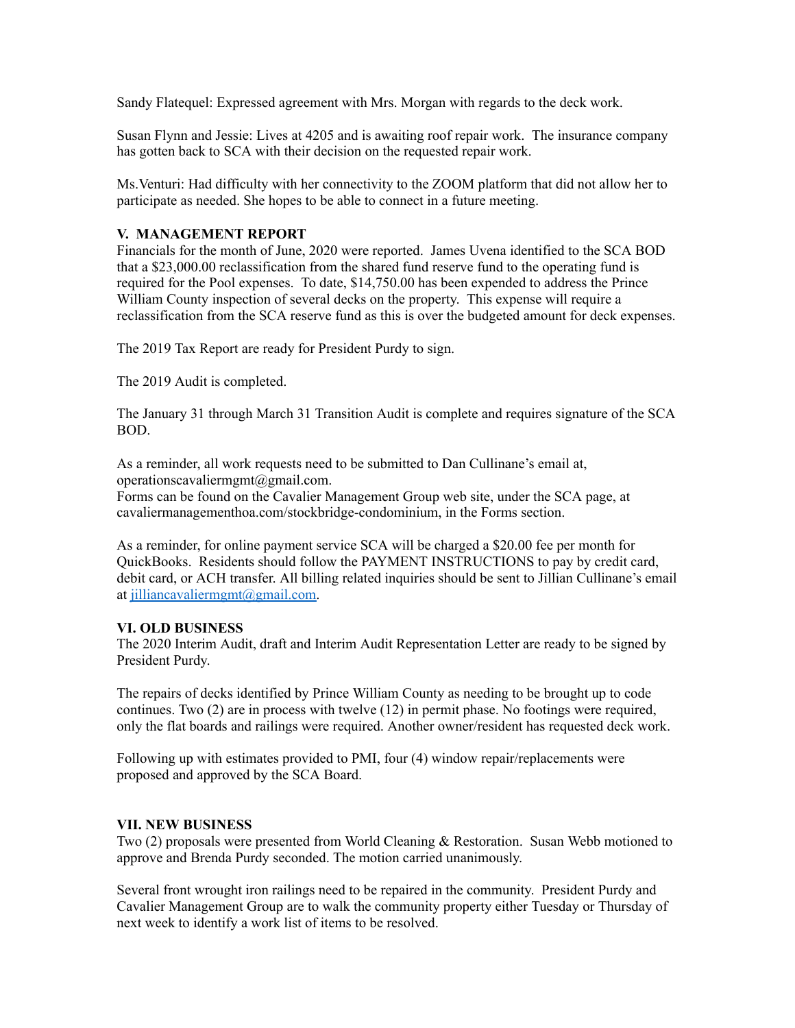Sandy Flatequel: Expressed agreement with Mrs. Morgan with regards to the deck work.

Susan Flynn and Jessie: Lives at 4205 and is awaiting roof repair work. The insurance company has gotten back to SCA with their decision on the requested repair work.

Ms.Venturi: Had difficulty with her connectivity to the ZOOM platform that did not allow her to participate as needed. She hopes to be able to connect in a future meeting.

## V. MANAGEMENT REPORT

Financials for the month of June, 2020 were reported. James Uvena identified to the SCA BOD that a $23,000.00 reclassification from the shared fund reserve fund to the operating fund is required for the Pool expenses. To date, $14,750.00 has been expended to address the Prince William County inspection of several decks on the property. This expense will require a reclassification from the SCA reserve fund as this is over the budgeted amount for deck expenses.

The 2019 Tax Report are ready for President Purdy to sign.

The 2019 Audit is completed.

The January 31 through March 31 Transition Audit is complete and requires signature of the SCA BOD.

As a reminder, all work requests need to be submitted to Dan Cullinane's email at, operationscavaliermgmt@gmail.com.
Forms can be found on the Cavalier Management Group web site, under the SCA page, at cavaliermanagementhoa.com/stockbridge-condominium, in the Forms section.

As a reminder, for online payment service SCA will be charged a $20.00 fee per month for QuickBooks. Residents should follow the PAYMENT INSTRUCTIONS to pay by credit card, debit card, or ACH transfer. All billing related inquiries should be sent to Jillian Cullinane's email at jilliancavaliermgmt@gmail.com.

## VI. OLD BUSINESS

The 2020 Interim Audit, draft and Interim Audit Representation Letter are ready to be signed by President Purdy.

The repairs of decks identified by Prince William County as needing to be brought up to code continues. Two (2) are in process with twelve (12) in permit phase. No footings were required, only the flat boards and railings were required. Another owner/resident has requested deck work.

Following up with estimates provided to PMI, four (4) window repair/replacements were proposed and approved by the SCA Board.

## VII. NEW BUSINESS

Two (2) proposals were presented from World Cleaning & Restoration. Susan Webb motioned to approve and Brenda Purdy seconded. The motion carried unanimously.

Several front wrought iron railings need to be repaired in the community. President Purdy and Cavalier Management Group are to walk the community property either Tuesday or Thursday of next week to identify a work list of items to be resolved.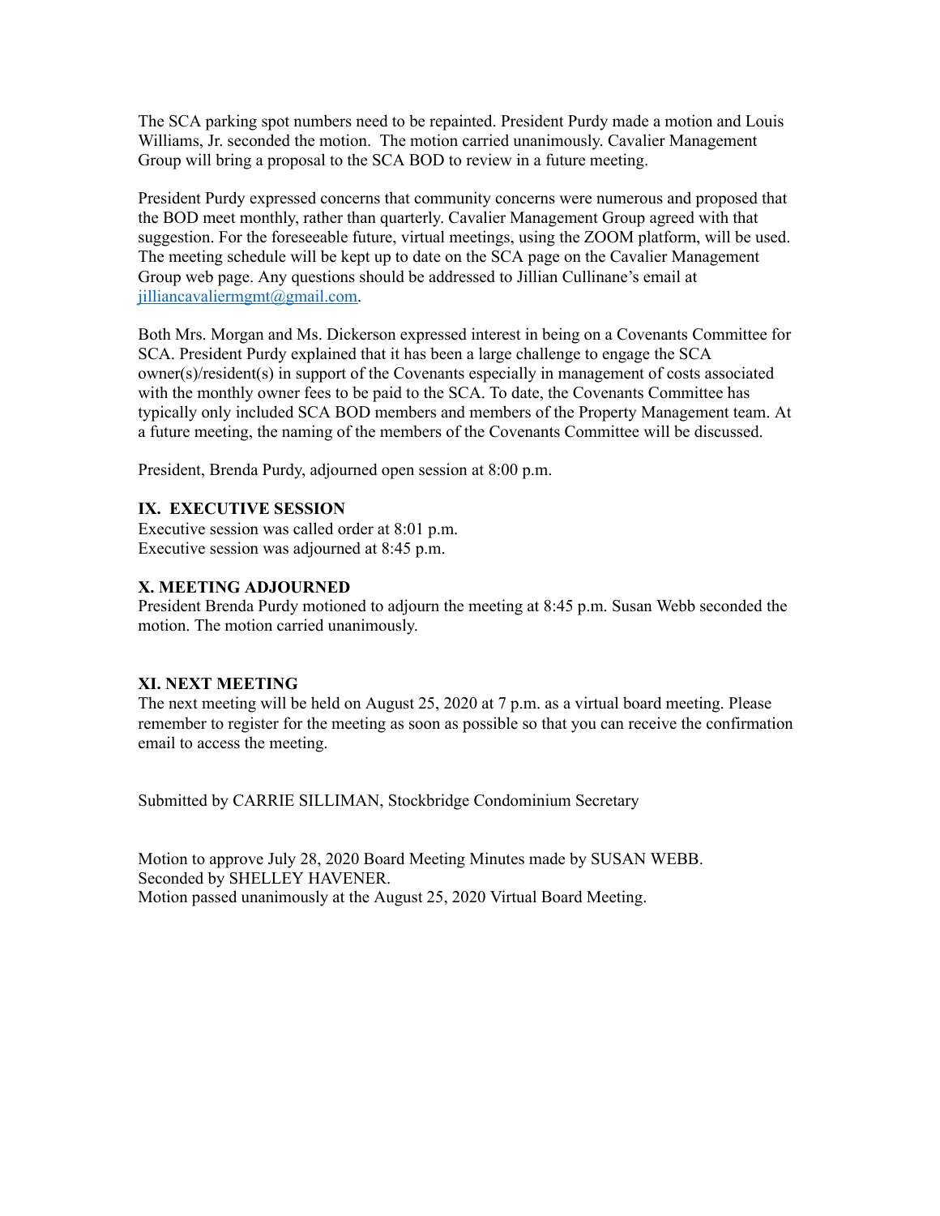The SCA parking spot numbers need to be repainted. President Purdy made a motion and Louis Williams, Jr. seconded the motion. The motion carried unanimously. Cavalier Management Group will bring a proposal to the SCA BOD to review in a future meeting.

President Purdy expressed concerns that community concerns were numerous and proposed that the BOD meet monthly, rather than quarterly. Cavalier Management Group agreed with that suggestion. For the foreseeable future, virtual meetings, using the ZOOM platform, will be used. The meeting schedule will be kept up to date on the SCA page on the Cavalier Management Group web page. Any questions should be addressed to Jillian Cullinane's email at [jilliancavaliermgmt@gmail.com](mailto:jilliancavaliermgmt@gmail.com).

Both Mrs. Morgan and Ms. Dickerson expressed interest in being on a Covenants Committee for SCA. President Purdy explained that it has been a large challenge to engage the SCA owner(s)/resident(s) in support of the Covenants especially in management of costs associated with the monthly owner fees to be paid to the SCA. To date, the Covenants Committee has typically only included SCA BOD members and members of the Property Management team. At a future meeting, the naming of the members of the Covenants Committee will be discussed.

President, Brenda Purdy, adjourned open session at 8:00 p.m.

**IX. EXECUTIVE SESSION**

Executive session was called order at 8:01 p.m.
Executive session was adjourned at 8:45 p.m.

**X. MEETING ADJOURNED**

President Brenda Purdy motioned to adjourn the meeting at 8:45 p.m. Susan Webb seconded the motion. The motion carried unanimously.

**XI. NEXT MEETING**

The next meeting will be held on August 25, 2020 at 7 p.m. as a virtual board meeting. Please remember to register for the meeting as soon as possible so that you can receive the confirmation email to access the meeting.

Submitted by CARRIE SILLIMAN, Stockbridge Condominium Secretary

Motion to approve July 28, 2020 Board Meeting Minutes made by SUSAN WEBB.
Seconded by SHELLEY HAVENER.
Motion passed unanimously at the August 25, 2020 Virtual Board Meeting.